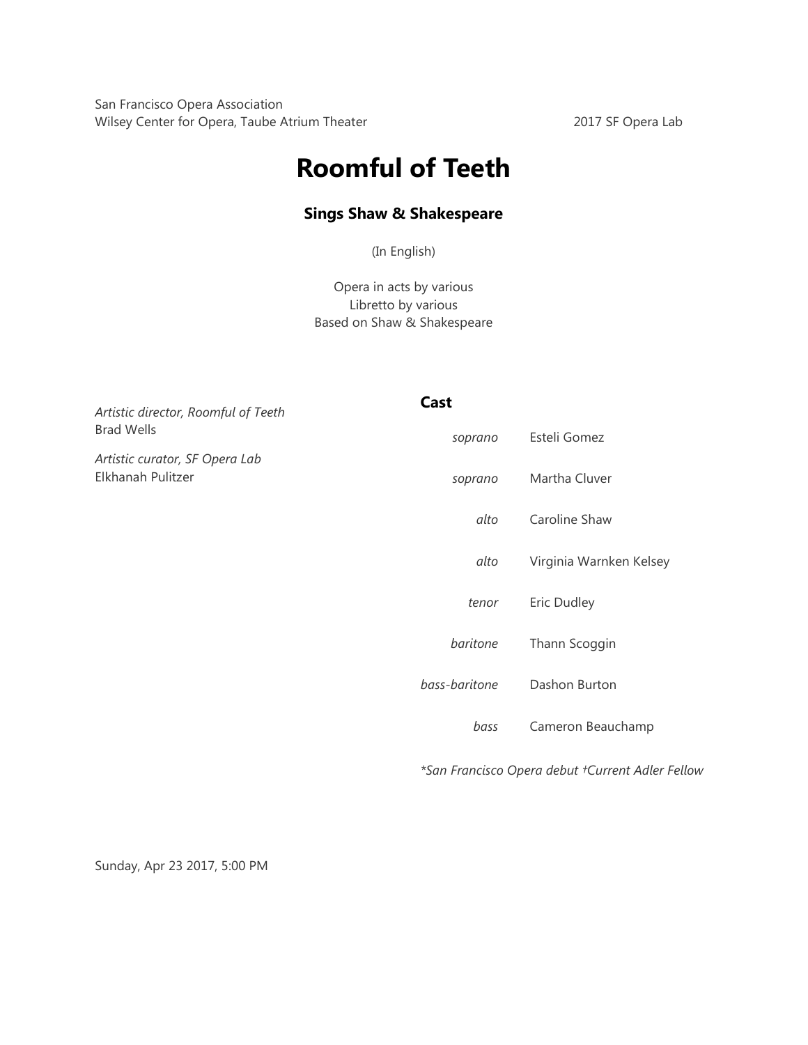San Francisco Opera Association
Wilsey Center for Opera, Taube Atrium Theater

2017 SF Opera Lab

# Roomful of Teeth

### Sings Shaw & Shakespeare

(In English)

Opera in acts by various
Libretto by various
Based on Shaw & Shakespeare

*Artistic director, Roomful of Teeth*
Brad Wells

*Artistic curator, SF Opera Lab*
Elkhanah Pulitzer

### Cast

| | |
|---|---|
| *soprano* | Esteli Gomez |
| *soprano* | Martha Cluver |
| *alto* | Caroline Shaw |
| *alto* | Virginia Warnken Kelsey |
| *tenor* | Eric Dudley |
| *baritone* | Thann Scoggin |
| *bass-baritone* | Dashon Burton |
| *bass* | Cameron Beauchamp |

*\*San Francisco Opera debut †Current Adler Fellow*

Sunday, Apr 23 2017, 5:00 PM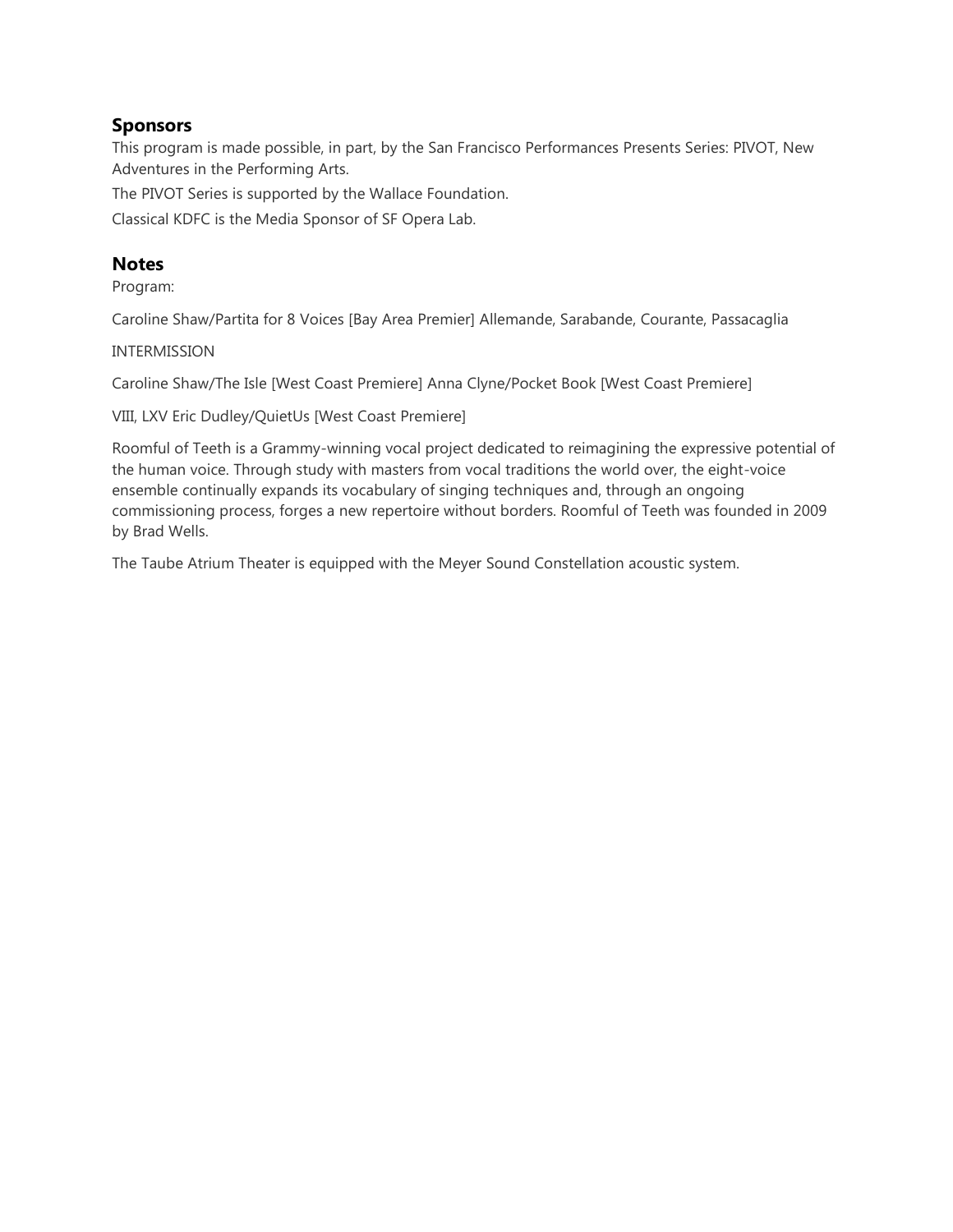## Sponsors

This program is made possible, in part, by the San Francisco Performances Presents Series: PIVOT, New Adventures in the Performing Arts.

The PIVOT Series is supported by the Wallace Foundation.

Classical KDFC is the Media Sponsor of SF Opera Lab.

## Notes

Program:

Caroline Shaw/Partita for 8 Voices [Bay Area Premier] Allemande, Sarabande, Courante, Passacaglia

INTERMISSION

Caroline Shaw/The Isle [West Coast Premiere] Anna Clyne/Pocket Book [West Coast Premiere]

VIII, LXV Eric Dudley/QuietUs [West Coast Premiere]

Roomful of Teeth is a Grammy-winning vocal project dedicated to reimagining the expressive potential of the human voice. Through study with masters from vocal traditions the world over, the eight-voice ensemble continually expands its vocabulary of singing techniques and, through an ongoing commissioning process, forges a new repertoire without borders. Roomful of Teeth was founded in 2009 by Brad Wells.

The Taube Atrium Theater is equipped with the Meyer Sound Constellation acoustic system.